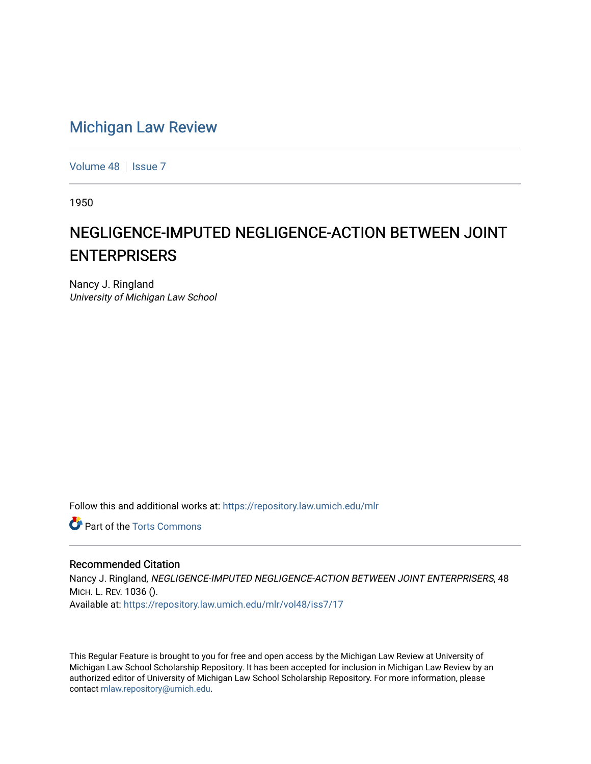# Michigan Law Review

Volume 48 | Issue 7

1950

## NEGLIGENCE-IMPUTED NEGLIGENCE-ACTION BETWEEN JOINT ENTERPRISERS

Nancy J. Ringland
*University of Michigan Law School*

Follow this and additional works at: https://repository.law.umich.edu/mlr

Part of the Torts Commons

### Recommended Citation

Nancy J. Ringland, *NEGLIGENCE-IMPUTED NEGLIGENCE-ACTION BETWEEN JOINT ENTERPRISERS*, 48 MICH. L. REV. 1036 ().
Available at: https://repository.law.umich.edu/mlr/vol48/iss7/17

This Regular Feature is brought to you for free and open access by the Michigan Law Review at University of Michigan Law School Scholarship Repository. It has been accepted for inclusion in Michigan Law Review by an authorized editor of University of Michigan Law School Scholarship Repository. For more information, please contact mlaw.repository@umich.edu.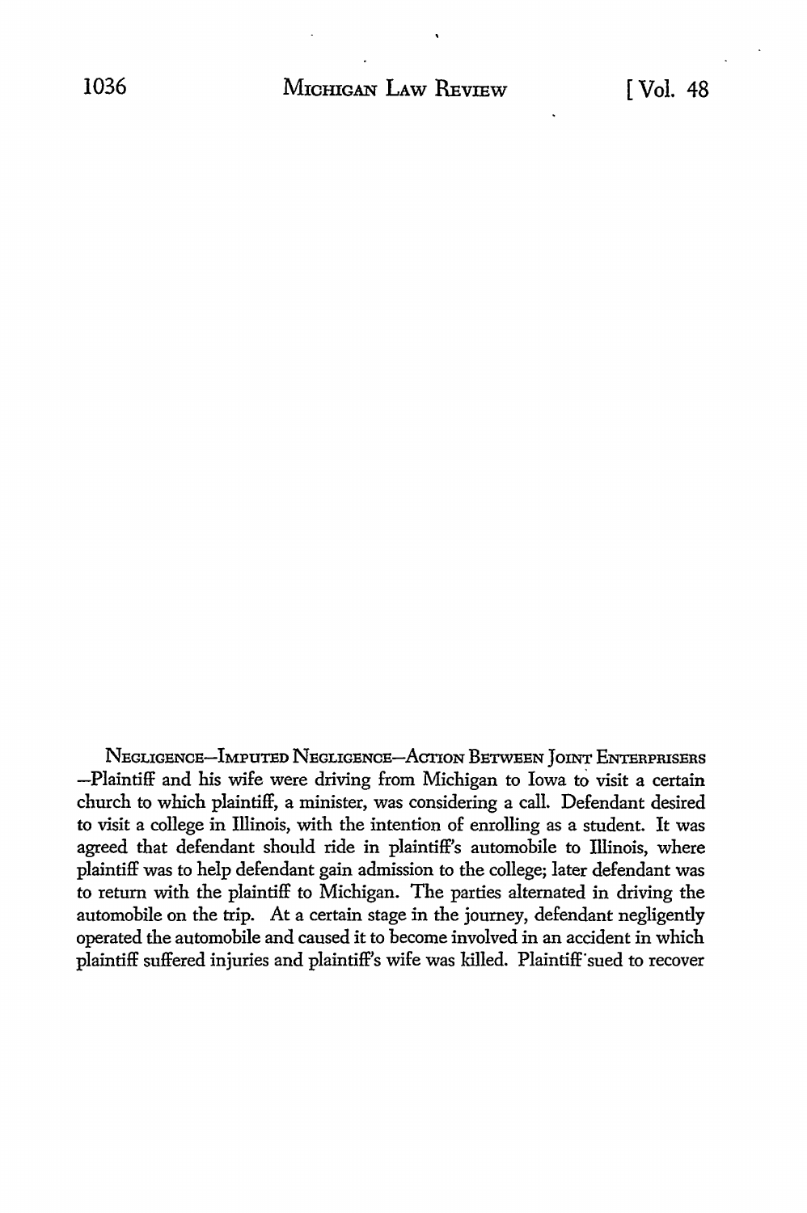NEGLIGENCE—IMPUTED NEGLIGENCE—ACTION BETWEEN JOINT ENTERPRISERS —Plaintiff and his wife were driving from Michigan to Iowa to visit a certain church to which plaintiff, a minister, was considering a call. Defendant desired to visit a college in Illinois, with the intention of enrolling as a student. It was agreed that defendant should ride in plaintiff's automobile to Illinois, where plaintiff was to help defendant gain admission to the college; later defendant was to return with the plaintiff to Michigan. The parties alternated in driving the automobile on the trip. At a certain stage in the journey, defendant negligently operated the automobile and caused it to become involved in an accident in which plaintiff suffered injuries and plaintiff's wife was killed. Plaintiff sued to recover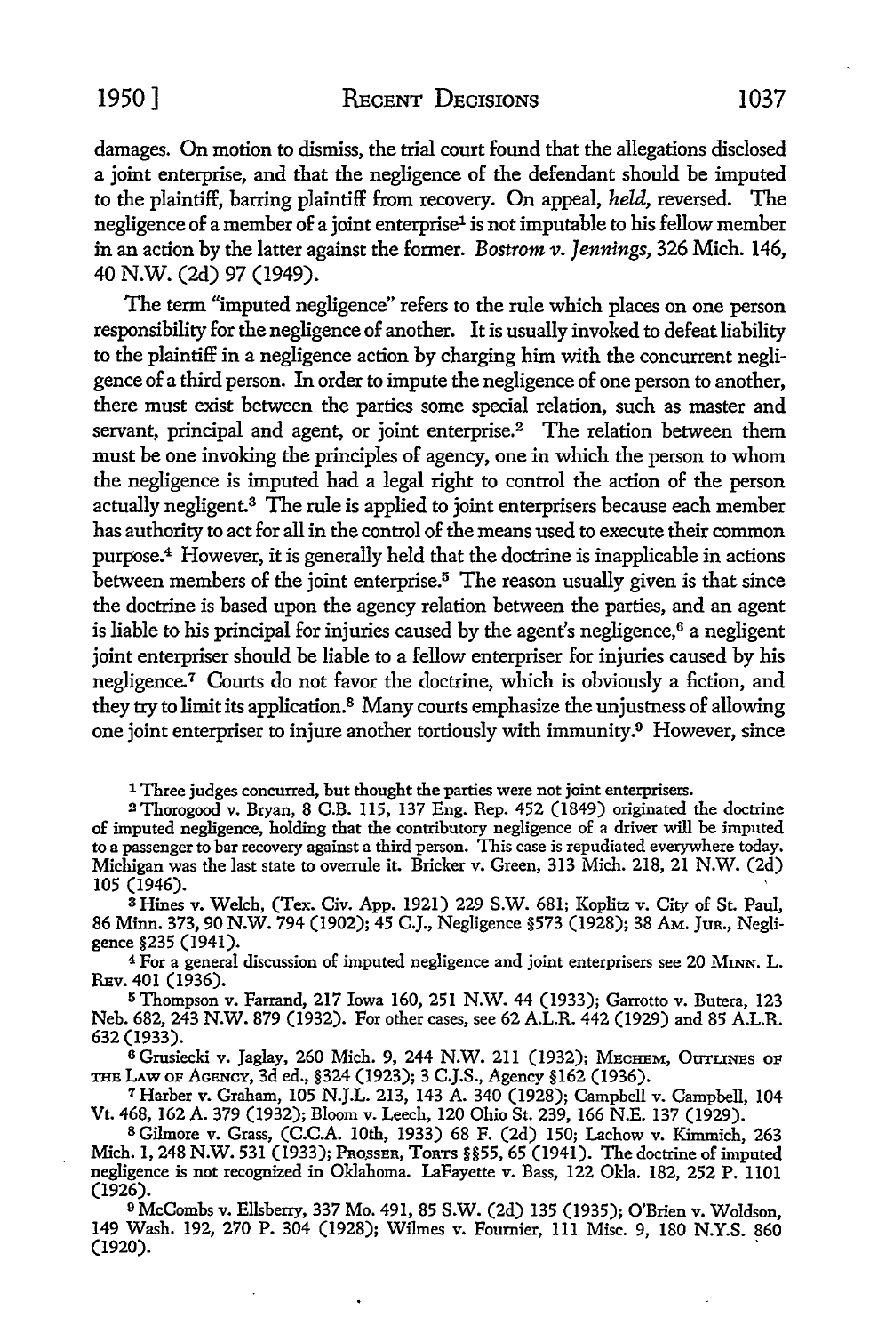damages. On motion to dismiss, the trial court found that the allegations disclosed a joint enterprise, and that the negligence of the defendant should be imputed to the plaintiff, barring plaintiff from recovery. On appeal, *held,* reversed. The negligence of a member of a joint enterprise[1] is not imputable to his fellow member in an action by the latter against the former. *Bostrom v. Jennings,* 326 Mich. 146, 40 N.W. (2d) 97 (1949).

The term "imputed negligence" refers to the rule which places on one person responsibility for the negligence of another. It is usually invoked to defeat liability to the plaintiff in a negligence action by charging him with the concurrent negligence of a third person. In order to impute the negligence of one person to another, there must exist between the parties some special relation, such as master and servant, principal and agent, or joint enterprise.[2] The relation between them must be one invoking the principles of agency, one in which the person to whom the negligence is imputed had a legal right to control the action of the person actually negligent.[3] The rule is applied to joint enterprisers because each member has authority to act for all in the control of the means used to execute their common purpose.[4] However, it is generally held that the doctrine is inapplicable in actions between members of the joint enterprise.[5] The reason usually given is that since the doctrine is based upon the agency relation between the parties, and an agent is liable to his principal for injuries caused by the agent's negligence,[6] a negligent joint enterpriser should be liable to a fellow enterpriser for injuries caused by his negligence.[7] Courts do not favor the doctrine, which is obviously a fiction, and they try to limit its application.[8] Many courts emphasize the unjustness of allowing one joint enterpriser to injure another tortiously with immunity.[9] However, since

---

[1] Three judges concurred, but thought the parties were not joint enterprisers.

[2] Thorogood v. Bryan, 8 C.B. 115, 137 Eng. Rep. 452 (1849) originated the doctrine of imputed negligence, holding that the contributory negligence of a driver will be imputed to a passenger to bar recovery against a third person. This case is repudiated everywhere today. Michigan was the last state to overrule it. Bricker v. Green, 313 Mich. 218, 21 N.W. (2d) 105 (1946).

[3] Hines v. Welch, (Tex. Civ. App. 1921) 229 S.W. 681; Koplitz v. City of St. Paul, 86 Minn. 373, 90 N.W. 794 (1902); 45 C.J., Negligence §573 (1928); 38 AM. JUR., Negligence §235 (1941).

[4] For a general discussion of imputed negligence and joint enterprisers see 20 MINN. L. REV. 401 (1936).

[5] Thompson v. Farrand, 217 Iowa 160, 251 N.W. 44 (1933); Garrotto v. Butera, 123 Neb. 682, 243 N.W. 879 (1932). For other cases, see 62 A.L.R. 442 (1929) and 85 A.L.R. 632 (1933).

[6] Grusiecki v. Jaglay, 260 Mich. 9, 244 N.W. 211 (1932); MECHEM, OUTLINES OF THE LAW OF AGENCY, 3d ed., §324 (1923); 3 C.J.S., Agency §162 (1936).

[7] Harber v. Graham, 105 N.J.L. 213, 143 A. 340 (1928); Campbell v. Campbell, 104 Vt. 468, 162 A. 379 (1932); Bloom v. Leech, 120 Ohio St. 239, 166 N.E. 137 (1929).

[8] Gilmore v. Grass, (C.C.A. 10th, 1933) 68 F. (2d) 150; Lachow v. Kimmich, 263 Mich. 1, 248 N.W. 531 (1933); PROSSER, TORTS §§55, 65 (1941). The doctrine of imputed negligence is not recognized in Oklahoma. LaFayette v. Bass, 122 Okla. 182, 252 P. 1101 (1926).

[9] McCombs v. Ellsberry, 337 Mo. 491, 85 S.W. (2d) 135 (1935); O'Brien v. Woldson, 149 Wash. 192, 270 P. 304 (1928); Wilmes v. Fournier, 111 Misc. 9, 180 N.Y.S. 860 (1920).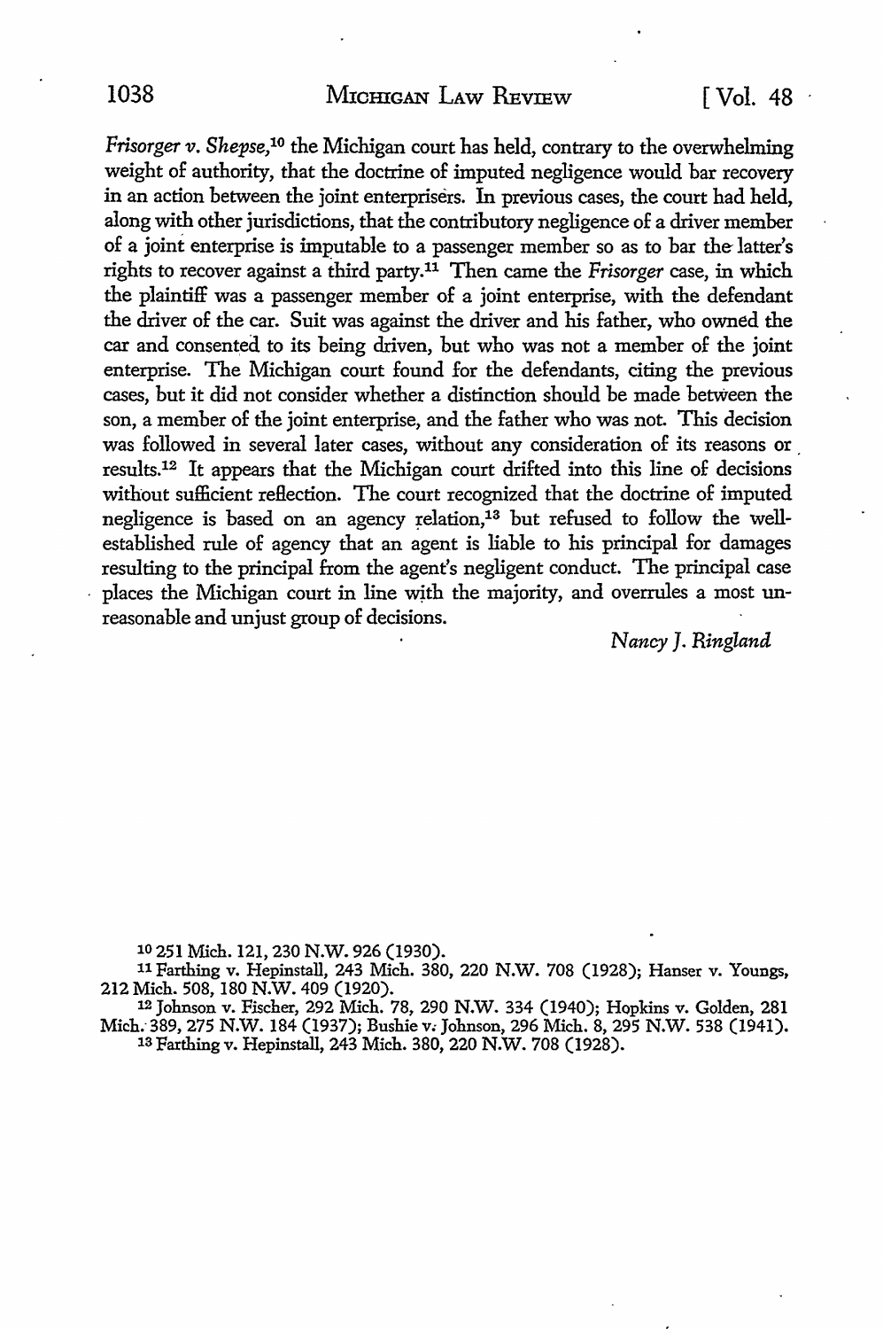*Frisorger v. Shepse*,[10] the Michigan court has held, contrary to the overwhelming weight of authority, that the doctrine of imputed negligence would bar recovery in an action between the joint enterprisers. In previous cases, the court had held, along with other jurisdictions, that the contributory negligence of a driver member of a joint enterprise is imputable to a passenger member so as to bar the latter's rights to recover against a third party.[11] Then came the *Frisorger* case, in which the plaintiff was a passenger member of a joint enterprise, with the defendant the driver of the car. Suit was against the driver and his father, who owned the car and consented to its being driven, but who was not a member of the joint enterprise. The Michigan court found for the defendants, citing the previous cases, but it did not consider whether a distinction should be made between the son, a member of the joint enterprise, and the father who was not. This decision was followed in several later cases, without any consideration of its reasons or results.[12] It appears that the Michigan court drifted into this line of decisions without sufficient reflection. The court recognized that the doctrine of imputed negligence is based on an agency relation,[13] but refused to follow the well-established rule of agency that an agent is liable to his principal for damages resulting to the principal from the agent's negligent conduct. The principal case places the Michigan court in line with the majority, and overrules a most unreasonable and unjust group of decisions.

*Nancy J. Ringland*

---

[10] 251 Mich. 121, 230 N.W. 926 (1930).

[11] Farthing v. Hepinstall, 243 Mich. 380, 220 N.W. 708 (1928); Hanser v. Youngs, 212 Mich. 508, 180 N.W. 409 (1920).

[12] Johnson v. Fischer, 292 Mich. 78, 290 N.W. 334 (1940); Hopkins v. Golden, 281 Mich. 389, 275 N.W. 184 (1937); Bushie v. Johnson, 296 Mich. 8, 295 N.W. 538 (1941).

[13] Farthing v. Hepinstall, 243 Mich. 380, 220 N.W. 708 (1928).